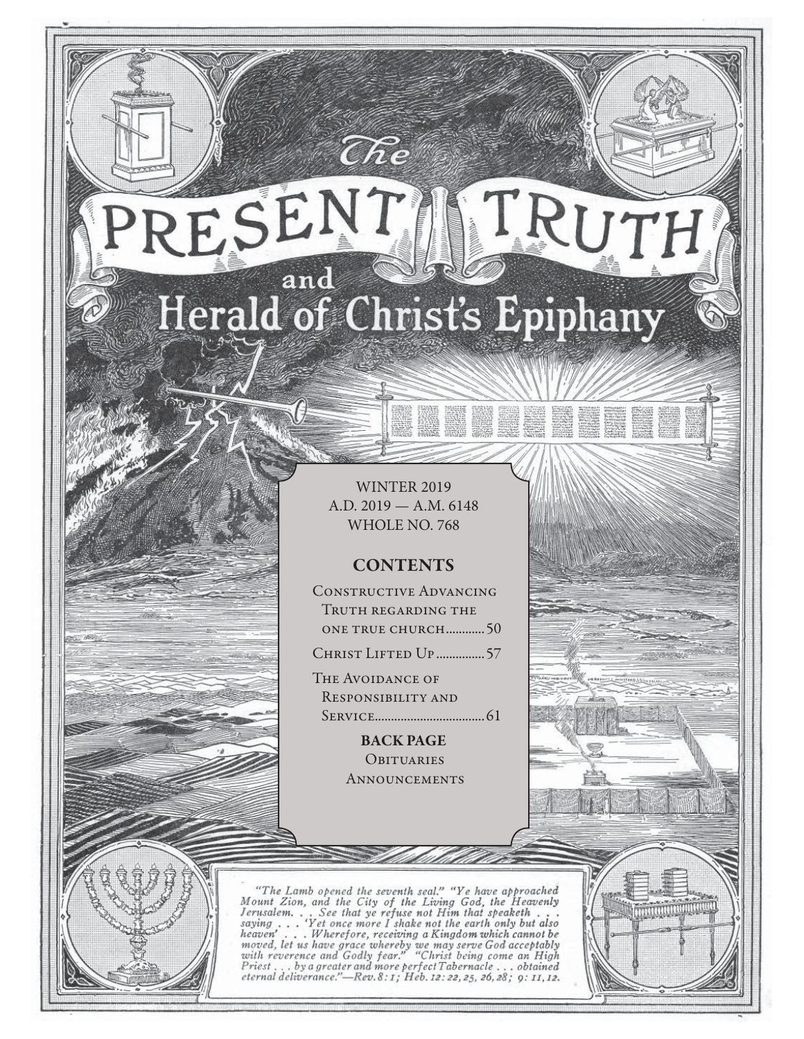# The PRESENT TRUTH and Herald of Christ's Epiphany

WINTER 2019
A.D. 2019 — A.M. 6148
WHOLE NO. 768

## CONTENTS

Constructive Advancing Truth regarding the one true church............50

Christ Lifted Up...............57

The Avoidance of Responsibility and Service.................................61

**BACK PAGE**
Obituaries
Announcements

*"The Lamb opened the seventh seal." "Ye have approached Mount Zion, and the City of the Living God, the Heavenly Jerusalem. . . See that ye refuse not Him that speaketh . . . saying . . . 'Yet once more I shake not the earth only but also heaven' . . . Wherefore, receiving a Kingdom which cannot be moved, let us have grace whereby we may serve God acceptably with reverence and Godly fear." "Christ being come an High Priest . . . by a greater and more perfect Tabernacle . . . obtained eternal deliverance."—Rev. 8: 1; Heb. 12: 22, 25, 26, 28; 9: 11, 12.*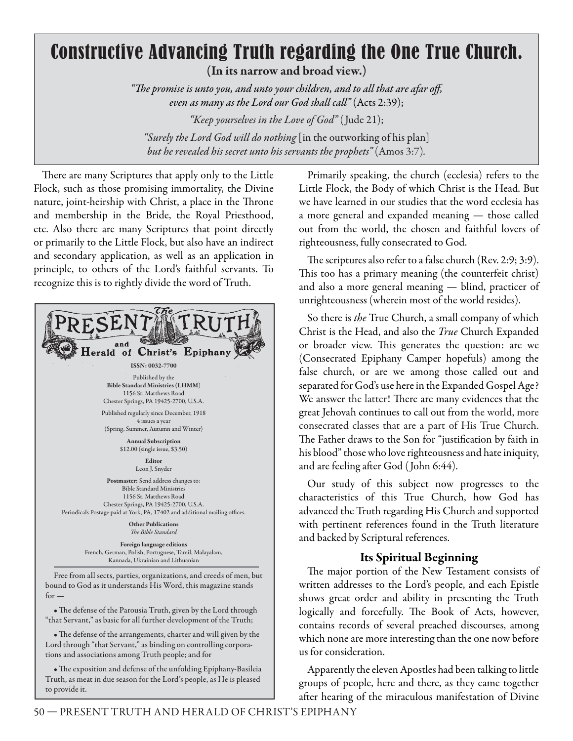# Constructive Advancing Truth regarding the One True Church.

**(In its narrow and broad view.)**

*"The promise is unto you, and unto your children, and to all that are afar off, even as many as the Lord our God shall call"* (Acts 2:39);

*"Keep yourselves in the Love of God"* (Jude 21);

*"Surely the Lord God will do nothing* [in the outworking of his plan] *but he revealed his secret unto his servants the prophets"* (Amos 3:7).

There are many Scriptures that apply only to the Little Flock, such as those promising immortality, the Divine nature, joint-heirship with Christ, a place in the Throne and membership in the Bride, the Royal Priesthood, etc. Also there are many Scriptures that point directly or primarily to the Little Flock, but also have an indirect and secondary application, as well as an application in principle, to others of the Lord's faithful servants. To recognize this is to rightly divide the word of Truth.

---

**The PRESENT TRUTH and Herald of Christ's Epiphany**

ISSN: 0032-7700

Published by the
**Bible Standard Ministries (LHMM)**
1156 St. Matthews Road
Chester Springs, PA 19425-2700, U.S.A.

Published regularly since December, 1918
4 issues a year
(Spring, Summer, Autumn and Winter)

**Annual Subscription**
$12.00 (single issue, $3.50)

**Editor**
Leon J. Snyder

**Postmaster:** Send address changes to:
Bible Standard Ministries
1156 St. Matthews Road
Chester Springs, PA 19425-2700, U.S.A.
Periodicals Postage paid at York, PA, 17402 and additional mailing offices.

**Other Publications**
*The Bible Standard*

**Foreign language editions**
French, German, Polish, Portuguese, Tamil, Malayalam, Kannada, Ukrainian and Lithuanian

Free from all sects, parties, organizations, and creeds of men, but bound to God as it understands His Word, this magazine stands for —

- The defense of the Parousia Truth, given by the Lord through "that Servant," as basic for all further development of the Truth;
- The defense of the arrangements, charter and will given by the Lord through "that Servant," as binding on controlling corporations and associations among Truth people; and for
- The exposition and defense of the unfolding Epiphany-Basileia Truth, as meat in due season for the Lord's people, as He is pleased to provide it.

---

Primarily speaking, the church (ecclesia) refers to the Little Flock, the Body of which Christ is the Head. But we have learned in our studies that the word ecclesia has a more general and expanded meaning — those called out from the world, the chosen and faithful lovers of righteousness, fully consecrated to God.

The scriptures also refer to a false church (Rev. 2:9; 3:9). This too has a primary meaning (the counterfeit christ) and also a more general meaning — blind, practicer of unrighteousness (wherein most of the world resides).

So there is *the* True Church, a small company of which Christ is the Head, and also the *True* Church Expanded or broader view. This generates the question: are we (Consecrated Epiphany Camper hopefuls) among the false church, or are we among those called out and separated for God's use here in the Expanded Gospel Age? We answer the latter! There are many evidences that the great Jehovah continues to call out from the world, more consecrated classes that are a part of His True Church. The Father draws to the Son for "justification by faith in his blood" those who love righteousness and hate iniquity, and are feeling after God (John 6:44).

Our study of this subject now progresses to the characteristics of this True Church, how God has advanced the Truth regarding His Church and supported with pertinent references found in the Truth literature and backed by Scriptural references.

## Its Spiritual Beginning

The major portion of the New Testament consists of written addresses to the Lord's people, and each Epistle shows great order and ability in presenting the Truth logically and forcefully. The Book of Acts, however, contains records of several preached discourses, among which none are more interesting than the one now before us for consideration.

Apparently the eleven Apostles had been talking to little groups of people, here and there, as they came together after hearing of the miraculous manifestation of Divine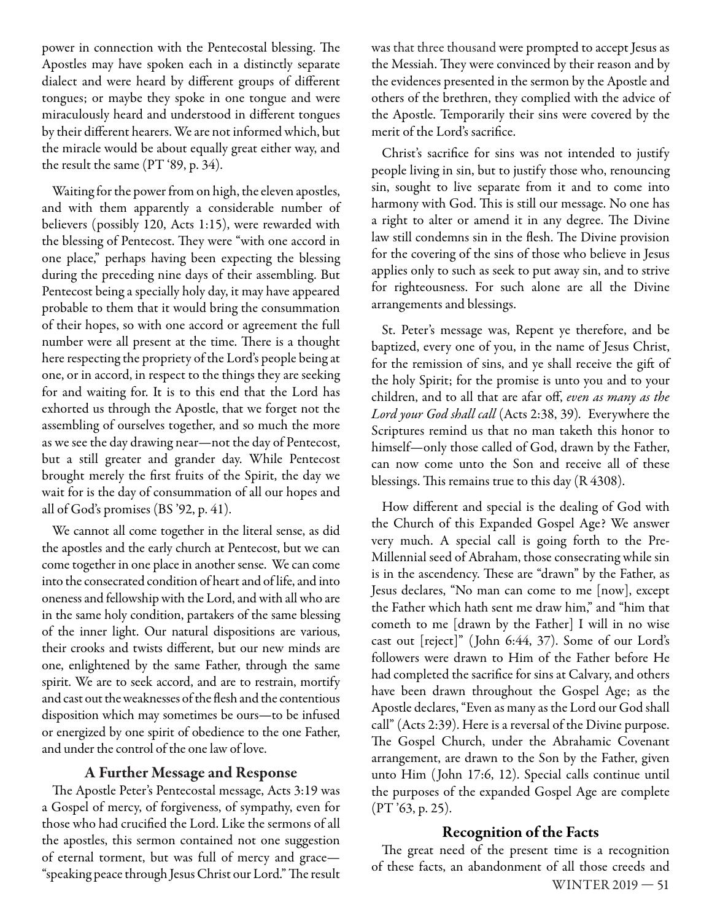power in connection with the Pentecostal blessing. The Apostles may have spoken each in a distinctly separate dialect and were heard by different groups of different tongues; or maybe they spoke in one tongue and were miraculously heard and understood in different tongues by their different hearers. We are not informed which, but the miracle would be about equally great either way, and the result the same (PT '89, p. 34).

Waiting for the power from on high, the eleven apostles, and with them apparently a considerable number of believers (possibly 120, Acts 1:15), were rewarded with the blessing of Pentecost. They were "with one accord in one place," perhaps having been expecting the blessing during the preceding nine days of their assembling. But Pentecost being a specially holy day, it may have appeared probable to them that it would bring the consummation of their hopes, so with one accord or agreement the full number were all present at the time. There is a thought here respecting the propriety of the Lord's people being at one, or in accord, in respect to the things they are seeking for and waiting for. It is to this end that the Lord has exhorted us through the Apostle, that we forget not the assembling of ourselves together, and so much the more as we see the day drawing near—not the day of Pentecost, but a still greater and grander day. While Pentecost brought merely the first fruits of the Spirit, the day we wait for is the day of consummation of all our hopes and all of God's promises (BS '92, p. 41).

We cannot all come together in the literal sense, as did the apostles and the early church at Pentecost, but we can come together in one place in another sense. We can come into the consecrated condition of heart and of life, and into oneness and fellowship with the Lord, and with all who are in the same holy condition, partakers of the same blessing of the inner light. Our natural dispositions are various, their crooks and twists different, but our new minds are one, enlightened by the same Father, through the same spirit. We are to seek accord, and are to restrain, mortify and cast out the weaknesses of the flesh and the contentious disposition which may sometimes be ours—to be infused or energized by one spirit of obedience to the one Father, and under the control of the one law of love.

## A Further Message and Response

The Apostle Peter's Pentecostal message, Acts 3:19 was a Gospel of mercy, of forgiveness, of sympathy, even for those who had crucified the Lord. Like the sermons of all the apostles, this sermon contained not one suggestion of eternal torment, but was full of mercy and grace—"speaking peace through Jesus Christ our Lord." The result was that three thousand were prompted to accept Jesus as the Messiah. They were convinced by their reason and by the evidences presented in the sermon by the Apostle and others of the brethren, they complied with the advice of the Apostle. Temporarily their sins were covered by the merit of the Lord's sacrifice.

Christ's sacrifice for sins was not intended to justify people living in sin, but to justify those who, renouncing sin, sought to live separate from it and to come into harmony with God. This is still our message. No one has a right to alter or amend it in any degree. The Divine law still condemns sin in the flesh. The Divine provision for the covering of the sins of those who believe in Jesus applies only to such as seek to put away sin, and to strive for righteousness. For such alone are all the Divine arrangements and blessings.

St. Peter's message was, Repent ye therefore, and be baptized, every one of you, in the name of Jesus Christ, for the remission of sins, and ye shall receive the gift of the holy Spirit; for the promise is unto you and to your children, and to all that are afar off, *even as many as the Lord your God shall call* (Acts 2:38, 39). Everywhere the Scriptures remind us that no man taketh this honor to himself—only those called of God, drawn by the Father, can now come unto the Son and receive all of these blessings. This remains true to this day (R 4308).

How different and special is the dealing of God with the Church of this Expanded Gospel Age? We answer very much. A special call is going forth to the Pre-Millennial seed of Abraham, those consecrating while sin is in the ascendency. These are "drawn" by the Father, as Jesus declares, "No man can come to me [now], except the Father which hath sent me draw him," and "him that cometh to me [drawn by the Father] I will in no wise cast out [reject]" (John 6:44, 37). Some of our Lord's followers were drawn to Him of the Father before He had completed the sacrifice for sins at Calvary, and others have been drawn throughout the Gospel Age; as the Apostle declares, "Even as many as the Lord our God shall call" (Acts 2:39). Here is a reversal of the Divine purpose. The Gospel Church, under the Abrahamic Covenant arrangement, are drawn to the Son by the Father, given unto Him (John 17:6, 12). Special calls continue until the purposes of the expanded Gospel Age are complete (PT '63, p. 25).

## Recognition of the Facts

The great need of the present time is a recognition of these facts, an abandonment of all those creeds and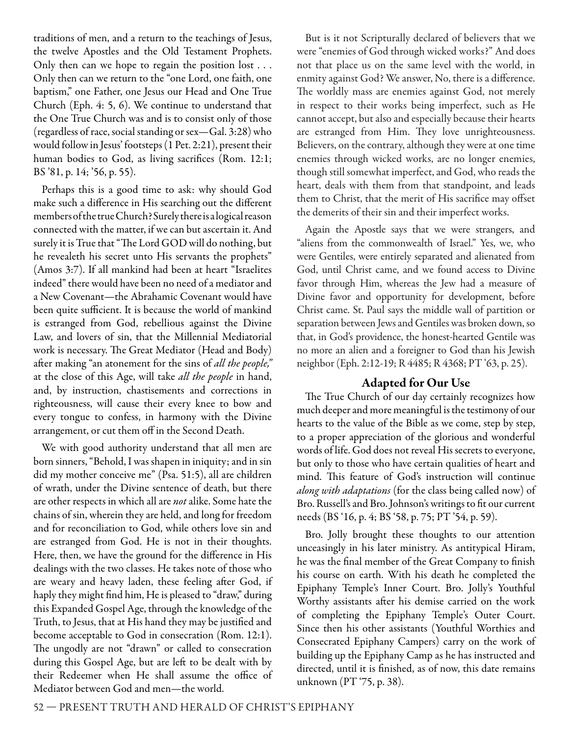traditions of men, and a return to the teachings of Jesus, the twelve Apostles and the Old Testament Prophets. Only then can we hope to regain the position lost . . . Only then can we return to the "one Lord, one faith, one baptism," one Father, one Jesus our Head and One True Church (Eph. 4: 5, 6). We continue to understand that the One True Church was and is to consist only of those (regardless of race, social standing or sex—Gal. 3:28) who would follow in Jesus' footsteps (1 Pet. 2:21), present their human bodies to God, as living sacrifices (Rom. 12:1; BS '81, p. 14; '56, p. 55).

Perhaps this is a good time to ask: why should God make such a difference in His searching out the different members of the true Church? Surely there is a logical reason connected with the matter, if we can but ascertain it. And surely it is True that "The Lord GOD will do nothing, but he revealeth his secret unto His servants the prophets" (Amos 3:7). If all mankind had been at heart "Israelites indeed" there would have been no need of a mediator and a New Covenant—the Abrahamic Covenant would have been quite sufficient. It is because the world of mankind is estranged from God, rebellious against the Divine Law, and lovers of sin, that the Millennial Mediatorial work is necessary. The Great Mediator (Head and Body) after making "an atonement for the sins of *all the people,"* at the close of this Age, will take *all the people* in hand, and, by instruction, chastisements and corrections in righteousness, will cause their every knee to bow and every tongue to confess, in harmony with the Divine arrangement, or cut them off in the Second Death.

We with good authority understand that all men are born sinners, "Behold, I was shapen in iniquity; and in sin did my mother conceive me" (Psa. 51:5), all are children of wrath, under the Divine sentence of death, but there are other respects in which all are *not* alike. Some hate the chains of sin, wherein they are held, and long for freedom and for reconciliation to God, while others love sin and are estranged from God. He is not in their thoughts. Here, then, we have the ground for the difference in His dealings with the two classes. He takes note of those who are weary and heavy laden, these feeling after God, if haply they might find him, He is pleased to "draw," during this Expanded Gospel Age, through the knowledge of the Truth, to Jesus, that at His hand they may be justified and become acceptable to God in consecration (Rom. 12:1). The ungodly are not "drawn" or called to consecration during this Gospel Age, but are left to be dealt with by their Redeemer when He shall assume the office of Mediator between God and men—the world.

But is it not Scripturally declared of believers that we were "enemies of God through wicked works?" And does not that place us on the same level with the world, in enmity against God? We answer, No, there is a difference. The worldly mass are enemies against God, not merely in respect to their works being imperfect, such as He cannot accept, but also and especially because their hearts are estranged from Him. They love unrighteousness. Believers, on the contrary, although they were at one time enemies through wicked works, are no longer enemies, though still somewhat imperfect, and God, who reads the heart, deals with them from that standpoint, and leads them to Christ, that the merit of His sacrifice may offset the demerits of their sin and their imperfect works.

Again the Apostle says that we were strangers, and "aliens from the commonwealth of Israel." Yes, we, who were Gentiles, were entirely separated and alienated from God, until Christ came, and we found access to Divine favor through Him, whereas the Jew had a measure of Divine favor and opportunity for development, before Christ came. St. Paul says the middle wall of partition or separation between Jews and Gentiles was broken down, so that, in God's providence, the honest-hearted Gentile was no more an alien and a foreigner to God than his Jewish neighbor (Eph. 2:12-19; R 4485; R 4368; PT '63, p. 25).

## Adapted for Our Use

The True Church of our day certainly recognizes how much deeper and more meaningful is the testimony of our hearts to the value of the Bible as we come, step by step, to a proper appreciation of the glorious and wonderful words of life. God does not reveal His secrets to everyone, but only to those who have certain qualities of heart and mind. This feature of God's instruction will continue *along with adaptations* (for the class being called now) of Bro. Russell's and Bro. Johnson's writings to fit our current needs (BS '16, p. 4; BS '58, p. 75; PT '54, p. 59).

Bro. Jolly brought these thoughts to our attention unceasingly in his later ministry. As antitypical Hiram, he was the final member of the Great Company to finish his course on earth. With his death he completed the Epiphany Temple's Inner Court. Bro. Jolly's Youthful Worthy assistants after his demise carried on the work of completing the Epiphany Temple's Outer Court. Since then his other assistants (Youthful Worthies and Consecrated Epiphany Campers) carry on the work of building up the Epiphany Camp as he has instructed and directed, until it is finished, as of now, this date remains unknown (PT '75, p. 38).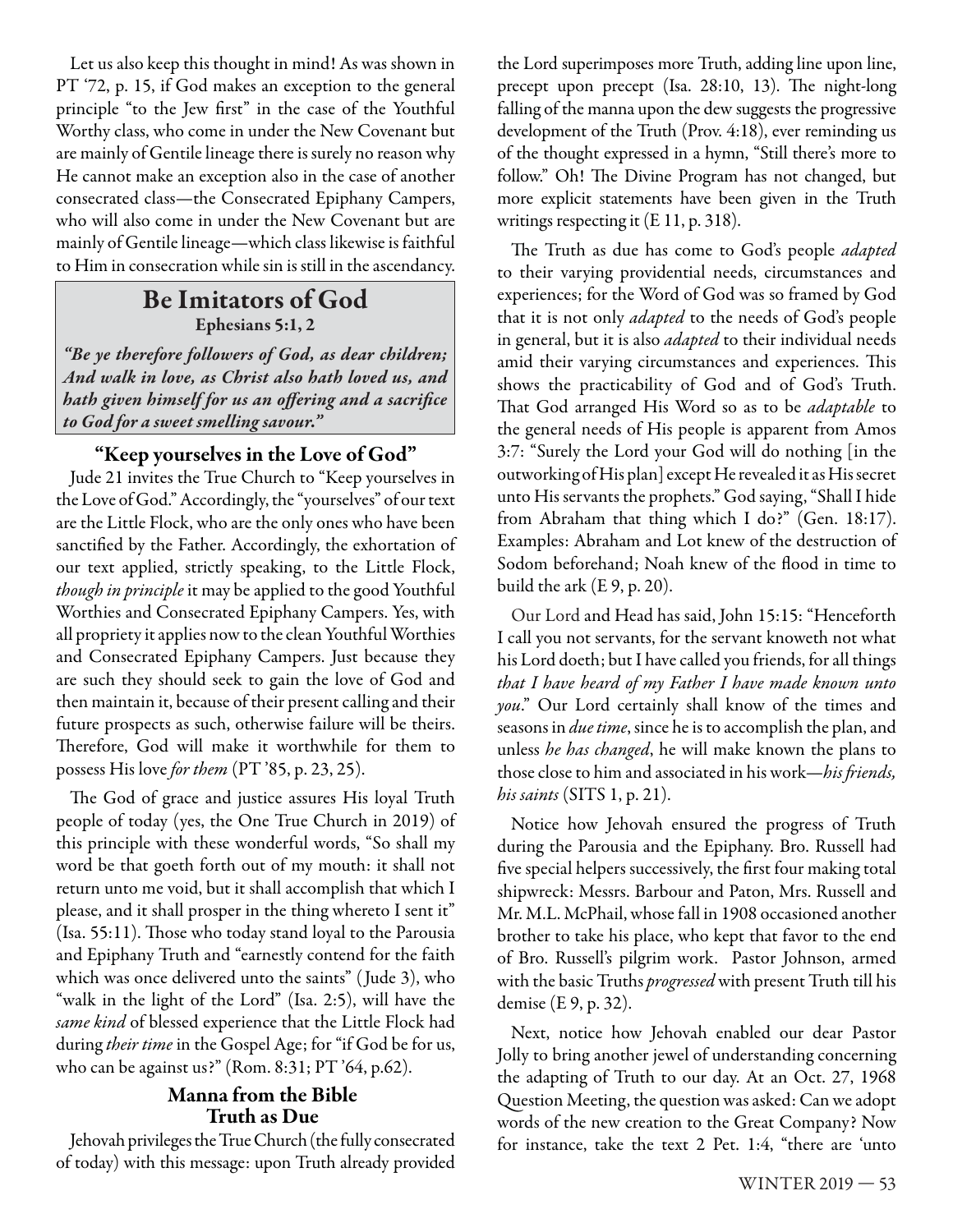Let us also keep this thought in mind! As was shown in PT '72, p. 15, if God makes an exception to the general principle "to the Jew first" in the case of the Youthful Worthy class, who come in under the New Covenant but are mainly of Gentile lineage there is surely no reason why He cannot make an exception also in the case of another consecrated class—the Consecrated Epiphany Campers, who will also come in under the New Covenant but are mainly of Gentile lineage—which class likewise is faithful to Him in consecration while sin is still in the ascendancy.

## Be Imitators of God

**Ephesians 5:1, 2**

***"Be ye therefore followers of God, as dear children; And walk in love, as Christ also hath loved us, and hath given himself for us an offering and a sacrifice to God for a sweet smelling savour."***

### "Keep yourselves in the Love of God"

Jude 21 invites the True Church to "Keep yourselves in the Love of God." Accordingly, the "yourselves" of our text are the Little Flock, who are the only ones who have been sanctified by the Father. Accordingly, the exhortation of our text applied, strictly speaking, to the Little Flock, *though in principle* it may be applied to the good Youthful Worthies and Consecrated Epiphany Campers. Yes, with all propriety it applies now to the clean Youthful Worthies and Consecrated Epiphany Campers. Just because they are such they should seek to gain the love of God and then maintain it, because of their present calling and their future prospects as such, otherwise failure will be theirs. Therefore, God will make it worthwhile for them to possess His love *for them* (PT '85, p. 23, 25).

The God of grace and justice assures His loyal Truth people of today (yes, the One True Church in 2019) of this principle with these wonderful words, "So shall my word be that goeth forth out of my mouth: it shall not return unto me void, but it shall accomplish that which I please, and it shall prosper in the thing whereto I sent it" (Isa. 55:11). Those who today stand loyal to the Parousia and Epiphany Truth and "earnestly contend for the faith which was once delivered unto the saints" (Jude 3), who "walk in the light of the Lord" (Isa. 2:5), will have the *same kind* of blessed experience that the Little Flock had during *their time* in the Gospel Age; for "if God be for us, who can be against us?" (Rom. 8:31; PT '64, p.62).

### Manna from the Bible Truth as Due

Jehovah privileges the True Church (the fully consecrated of today) with this message: upon Truth already provided the Lord superimposes more Truth, adding line upon line, precept upon precept (Isa. 28:10, 13). The night-long falling of the manna upon the dew suggests the progressive development of the Truth (Prov. 4:18), ever reminding us of the thought expressed in a hymn, "Still there's more to follow." Oh! The Divine Program has not changed, but more explicit statements have been given in the Truth writings respecting it (E 11, p. 318).

The Truth as due has come to God's people *adapted* to their varying providential needs, circumstances and experiences; for the Word of God was so framed by God that it is not only *adapted* to the needs of God's people in general, but it is also *adapted* to their individual needs amid their varying circumstances and experiences. This shows the practicability of God and of God's Truth. That God arranged His Word so as to be *adaptable* to the general needs of His people is apparent from Amos 3:7: "Surely the Lord your God will do nothing [in the outworking of His plan] except He revealed it as His secret unto His servants the prophets." God saying, "Shall I hide from Abraham that thing which I do?" (Gen. 18:17). Examples: Abraham and Lot knew of the destruction of Sodom beforehand; Noah knew of the flood in time to build the ark (E 9, p. 20).

Our Lord and Head has said, John 15:15: "Henceforth I call you not servants, for the servant knoweth not what his Lord doeth; but I have called you friends, for all things *that I have heard of my Father I have made known unto you*." Our Lord certainly shall know of the times and seasons in *due time*, since he is to accomplish the plan, and unless *he has changed*, he will make known the plans to those close to him and associated in his work—*his friends, his saints* (SITS 1, p. 21).

Notice how Jehovah ensured the progress of Truth during the Parousia and the Epiphany. Bro. Russell had five special helpers successively, the first four making total shipwreck: Messrs. Barbour and Paton, Mrs. Russell and Mr. M.L. McPhail, whose fall in 1908 occasioned another brother to take his place, who kept that favor to the end of Bro. Russell's pilgrim work. Pastor Johnson, armed with the basic Truths *progressed* with present Truth till his demise (E 9, p. 32).

Next, notice how Jehovah enabled our dear Pastor Jolly to bring another jewel of understanding concerning the adapting of Truth to our day. At an Oct. 27, 1968 Question Meeting, the question was asked: Can we adopt words of the new creation to the Great Company? Now for instance, take the text 2 Pet. 1:4, "there are 'unto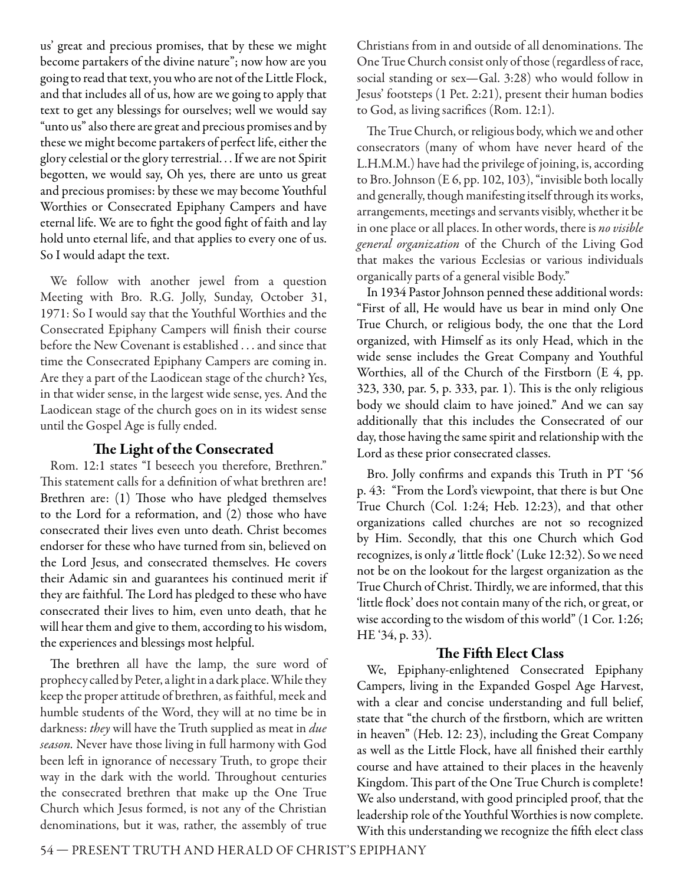us' great and precious promises, that by these we might become partakers of the divine nature"; now how are you going to read that text, you who are not of the Little Flock, and that includes all of us, how are we going to apply that text to get any blessings for ourselves; well we would say "unto us" also there are great and precious promises and by these we might become partakers of perfect life, either the glory celestial or the glory terrestrial. . . If we are not Spirit begotten, we would say, Oh yes, there are unto us great and precious promises: by these we may become Youthful Worthies or Consecrated Epiphany Campers and have eternal life. We are to fight the good fight of faith and lay hold unto eternal life, and that applies to every one of us. So I would adapt the text.

We follow with another jewel from a question Meeting with Bro. R.G. Jolly, Sunday, October 31, 1971: So I would say that the Youthful Worthies and the Consecrated Epiphany Campers will finish their course before the New Covenant is established . . . and since that time the Consecrated Epiphany Campers are coming in. Are they a part of the Laodicean stage of the church? Yes, in that wider sense, in the largest wide sense, yes. And the Laodicean stage of the church goes on in its widest sense until the Gospel Age is fully ended.

## The Light of the Consecrated

Rom. 12:1 states "I beseech you therefore, Brethren." This statement calls for a definition of what brethren are! Brethren are: (1) Those who have pledged themselves to the Lord for a reformation, and (2) those who have consecrated their lives even unto death. Christ becomes endorser for these who have turned from sin, believed on the Lord Jesus, and consecrated themselves. He covers their Adamic sin and guarantees his continued merit if they are faithful. The Lord has pledged to these who have consecrated their lives to him, even unto death, that he will hear them and give to them, according to his wisdom, the experiences and blessings most helpful.

The brethren all have the lamp, the sure word of prophecy called by Peter, a light in a dark place. While they keep the proper attitude of brethren, as faithful, meek and humble students of the Word, they will at no time be in darkness: *they* will have the Truth supplied as meat in *due season*. Never have those living in full harmony with God been left in ignorance of necessary Truth, to grope their way in the dark with the world. Throughout centuries the consecrated brethren that make up the One True Church which Jesus formed, is not any of the Christian denominations, but it was, rather, the assembly of true Christians from in and outside of all denominations. The One True Church consist only of those (regardless of race, social standing or sex—Gal. 3:28) who would follow in Jesus' footsteps (1 Pet. 2:21), present their human bodies to God, as living sacrifices (Rom. 12:1).

The True Church, or religious body, which we and other consecrators (many of whom have never heard of the L.H.M.M.) have had the privilege of joining, is, according to Bro. Johnson (E 6, pp. 102, 103), "invisible both locally and generally, though manifesting itself through its works, arrangements, meetings and servants visibly, whether it be in one place or all places. In other words, there is *no visible general organization* of the Church of the Living God that makes the various Ecclesias or various individuals organically parts of a general visible Body."

In 1934 Pastor Johnson penned these additional words: "First of all, He would have us bear in mind only One True Church, or religious body, the one that the Lord organized, with Himself as its only Head, which in the wide sense includes the Great Company and Youthful Worthies, all of the Church of the Firstborn (E 4, pp. 323, 330, par. 5, p. 333, par. 1). This is the only religious body we should claim to have joined." And we can say additionally that this includes the Consecrated of our day, those having the same spirit and relationship with the Lord as these prior consecrated classes.

Bro. Jolly confirms and expands this Truth in PT '56 p. 43: "From the Lord's viewpoint, that there is but One True Church (Col. 1:24; Heb. 12:23), and that other organizations called churches are not so recognized by Him. Secondly, that this one Church which God recognizes, is only *a* 'little flock' (Luke 12:32). So we need not be on the lookout for the largest organization as the True Church of Christ. Thirdly, we are informed, that this 'little flock' does not contain many of the rich, or great, or wise according to the wisdom of this world" (1 Cor. 1:26; HE '34, p. 33).

## The Fifth Elect Class

We, Epiphany-enlightened Consecrated Epiphany Campers, living in the Expanded Gospel Age Harvest, with a clear and concise understanding and full belief, state that "the church of the firstborn, which are written in heaven" (Heb. 12: 23), including the Great Company as well as the Little Flock, have all finished their earthly course and have attained to their places in the heavenly Kingdom. This part of the One True Church is complete! We also understand, with good principled proof, that the leadership role of the Youthful Worthies is now complete. With this understanding we recognize the fifth elect class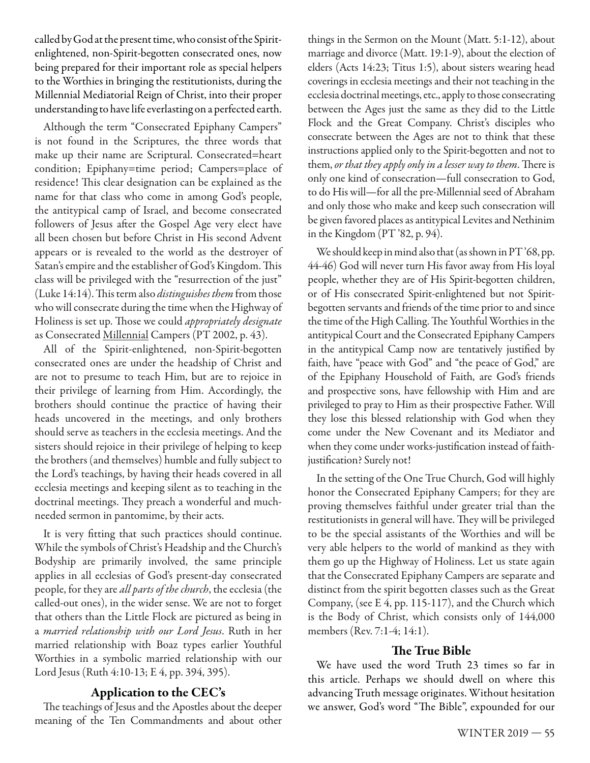called by God at the present time, who consist of the Spirit-enlightened, non-Spirit-begotten consecrated ones, now being prepared for their important role as special helpers to the Worthies in bringing the restitutionists, during the Millennial Mediatorial Reign of Christ, into their proper understanding to have life everlasting on a perfected earth.

Although the term "Consecrated Epiphany Campers" is not found in the Scriptures, the three words that make up their name are Scriptural. Consecrated=heart condition; Epiphany=time period; Campers=place of residence! This clear designation can be explained as the name for that class who come in among God's people, the antitypical camp of Israel, and become consecrated followers of Jesus after the Gospel Age very elect have all been chosen but before Christ in His second Advent appears or is revealed to the world as the destroyer of Satan's empire and the establisher of God's Kingdom. This class will be privileged with the "resurrection of the just" (Luke 14:14). This term also *distinguishes them* from those who will consecrate during the time when the Highway of Holiness is set up. Those we could *appropriately designate* as Consecrated <u>Millennial</u> Campers (PT 2002, p. 43).

All of the Spirit-enlightened, non-Spirit-begotten consecrated ones are under the headship of Christ and are not to presume to teach Him, but are to rejoice in their privilege of learning from Him. Accordingly, the brothers should continue the practice of having their heads uncovered in the meetings, and only brothers should serve as teachers in the ecclesia meetings. And the sisters should rejoice in their privilege of helping to keep the brothers (and themselves) humble and fully subject to the Lord's teachings, by having their heads covered in all ecclesia meetings and keeping silent as to teaching in the doctrinal meetings. They preach a wonderful and much-needed sermon in pantomime, by their acts.

It is very fitting that such practices should continue. While the symbols of Christ's Headship and the Church's Bodyship are primarily involved, the same principle applies in all ecclesias of God's present-day consecrated people, for they are *all parts of the church*, the ecclesia (the called-out ones), in the wider sense. We are not to forget that others than the Little Flock are pictured as being in a *married relationship with our Lord Jesus*. Ruth in her married relationship with Boaz types earlier Youthful Worthies in a symbolic married relationship with our Lord Jesus (Ruth 4:10-13; E 4, pp. 394, 395).

## Application to the CEC's

The teachings of Jesus and the Apostles about the deeper meaning of the Ten Commandments and about other things in the Sermon on the Mount (Matt. 5:1-12), about marriage and divorce (Matt. 19:1-9), about the election of elders (Acts 14:23; Titus 1:5), about sisters wearing head coverings in ecclesia meetings and their not teaching in the ecclesia doctrinal meetings, etc., apply to those consecrating between the Ages just the same as they did to the Little Flock and the Great Company. Christ's disciples who consecrate between the Ages are not to think that these instructions applied only to the Spirit-begotten and not to them, *or that they apply only in a lesser way to them*. There is only one kind of consecration—full consecration to God, to do His will—for all the pre-Millennial seed of Abraham and only those who make and keep such consecration will be given favored places as antitypical Levites and Nethinim in the Kingdom (PT '82, p. 94).

We should keep in mind also that (as shown in PT '68, pp. 44-46) God will never turn His favor away from His loyal people, whether they are of His Spirit-begotten children, or of His consecrated Spirit-enlightened but not Spirit-begotten servants and friends of the time prior to and since the time of the High Calling. The Youthful Worthies in the antitypical Court and the Consecrated Epiphany Campers in the antitypical Camp now are tentatively justified by faith, have "peace with God" and "the peace of God," are of the Epiphany Household of Faith, are God's friends and prospective sons, have fellowship with Him and are privileged to pray to Him as their prospective Father. Will they lose this blessed relationship with God when they come under the New Covenant and its Mediator and when they come under works-justification instead of faith-justification? Surely not!

In the setting of the One True Church, God will highly honor the Consecrated Epiphany Campers; for they are proving themselves faithful under greater trial than the restitutionists in general will have. They will be privileged to be the special assistants of the Worthies and will be very able helpers to the world of mankind as they with them go up the Highway of Holiness. Let us state again that the Consecrated Epiphany Campers are separate and distinct from the spirit begotten classes such as the Great Company, (see E 4, pp. 115-117), and the Church which is the Body of Christ, which consists only of 144,000 members (Rev. 7:1-4; 14:1).

## The True Bible

We have used the word Truth 23 times so far in this article. Perhaps we should dwell on where this advancing Truth message originates. Without hesitation we answer, God's word "The Bible", expounded for our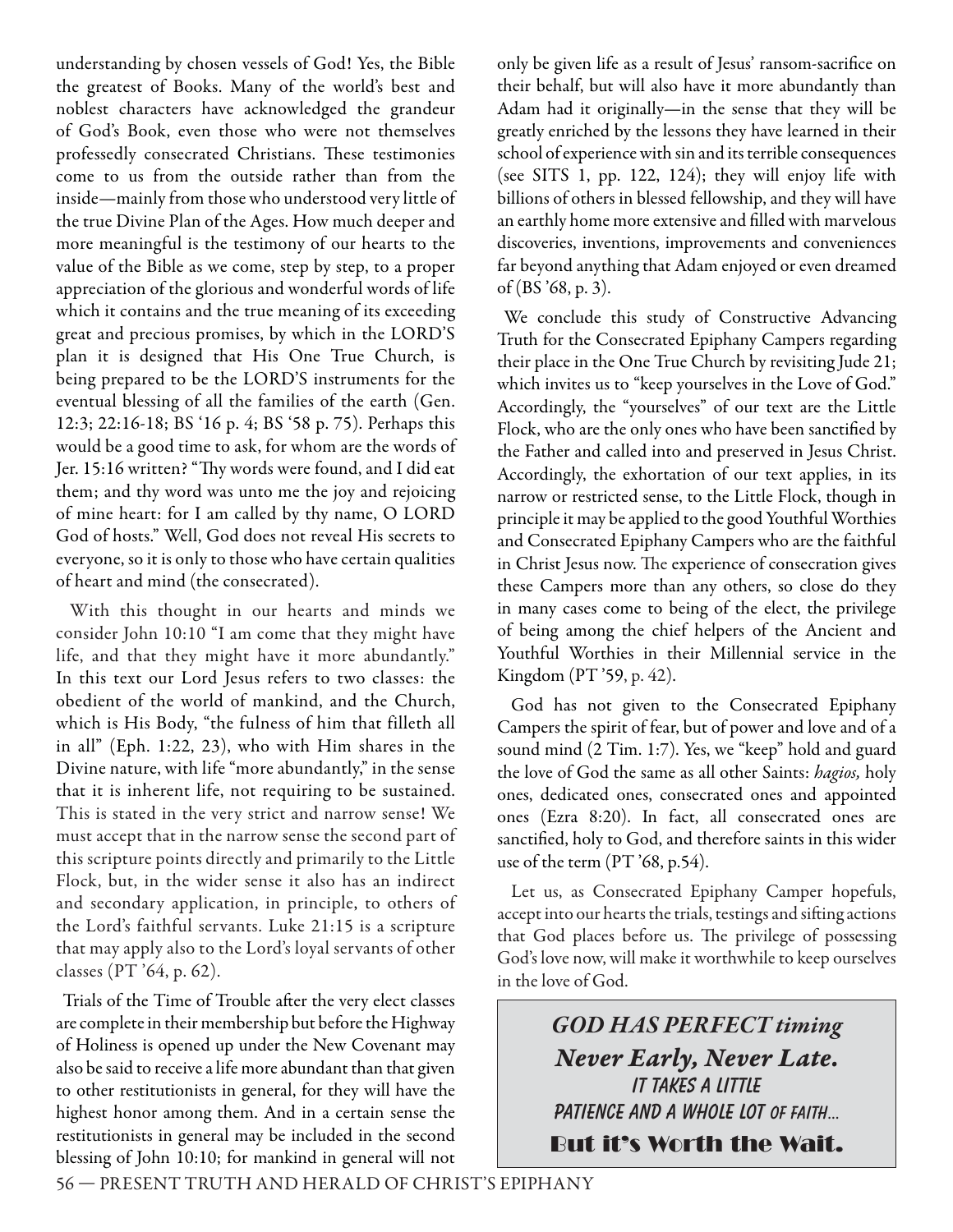understanding by chosen vessels of God! Yes, the Bible the greatest of Books. Many of the world's best and noblest characters have acknowledged the grandeur of God's Book, even those who were not themselves professedly consecrated Christians. These testimonies come to us from the outside rather than from the inside—mainly from those who understood very little of the true Divine Plan of the Ages. How much deeper and more meaningful is the testimony of our hearts to the value of the Bible as we come, step by step, to a proper appreciation of the glorious and wonderful words of life which it contains and the true meaning of its exceeding great and precious promises, by which in the LORD'S plan it is designed that His One True Church, is being prepared to be the LORD'S instruments for the eventual blessing of all the families of the earth (Gen. 12:3; 22:16-18; BS '16 p. 4; BS '58 p. 75). Perhaps this would be a good time to ask, for whom are the words of Jer. 15:16 written? "Thy words were found, and I did eat them; and thy word was unto me the joy and rejoicing of mine heart: for I am called by thy name, O LORD God of hosts." Well, God does not reveal His secrets to everyone, so it is only to those who have certain qualities of heart and mind (the consecrated).

With this thought in our hearts and minds we consider John 10:10 "I am come that they might have life, and that they might have it more abundantly." In this text our Lord Jesus refers to two classes: the obedient of the world of mankind, and the Church, which is His Body, "the fulness of him that filleth all in all" (Eph. 1:22, 23), who with Him shares in the Divine nature, with life "more abundantly," in the sense that it is inherent life, not requiring to be sustained. This is stated in the very strict and narrow sense! We must accept that in the narrow sense the second part of this scripture points directly and primarily to the Little Flock, but, in the wider sense it also has an indirect and secondary application, in principle, to others of the Lord's faithful servants. Luke 21:15 is a scripture that may apply also to the Lord's loyal servants of other classes (PT '64, p. 62).

Trials of the Time of Trouble after the very elect classes are complete in their membership but before the Highway of Holiness is opened up under the New Covenant may also be said to receive a life more abundant than that given to other restitutionists in general, for they will have the highest honor among them. And in a certain sense the restitutionists in general may be included in the second blessing of John 10:10; for mankind in general will not only be given life as a result of Jesus' ransom-sacrifice on their behalf, but will also have it more abundantly than Adam had it originally—in the sense that they will be greatly enriched by the lessons they have learned in their school of experience with sin and its terrible consequences (see SITS 1, pp. 122, 124); they will enjoy life with billions of others in blessed fellowship, and they will have an earthly home more extensive and filled with marvelous discoveries, inventions, improvements and conveniences far beyond anything that Adam enjoyed or even dreamed of (BS '68, p. 3).

We conclude this study of Constructive Advancing Truth for the Consecrated Epiphany Campers regarding their place in the One True Church by revisiting Jude 21; which invites us to "keep yourselves in the Love of God." Accordingly, the "yourselves" of our text are the Little Flock, who are the only ones who have been sanctified by the Father and called into and preserved in Jesus Christ. Accordingly, the exhortation of our text applies, in its narrow or restricted sense, to the Little Flock, though in principle it may be applied to the good Youthful Worthies and Consecrated Epiphany Campers who are the faithful in Christ Jesus now. The experience of consecration gives these Campers more than any others, so close do they in many cases come to being of the elect, the privilege of being among the chief helpers of the Ancient and Youthful Worthies in their Millennial service in the Kingdom (PT '59, p. 42).

God has not given to the Consecrated Epiphany Campers the spirit of fear, but of power and love and of a sound mind (2 Tim. 1:7). Yes, we "keep" hold and guard the love of God the same as all other Saints: *hagios,* holy ones, dedicated ones, consecrated ones and appointed ones (Ezra 8:20). In fact, all consecrated ones are sanctified, holy to God, and therefore saints in this wider use of the term (PT '68, p.54).

Let us, as Consecrated Epiphany Camper hopefuls, accept into our hearts the trials, testings and sifting actions that God places before us. The privilege of possessing God's love now, will make it worthwhile to keep ourselves in the love of God.

***GOD HAS PERFECT timing***
***Never Early, Never Late.***
IT TAKES A LITTLE
PATIENCE AND A WHOLE LOT OF FAITH...
**But it's Worth the Wait.**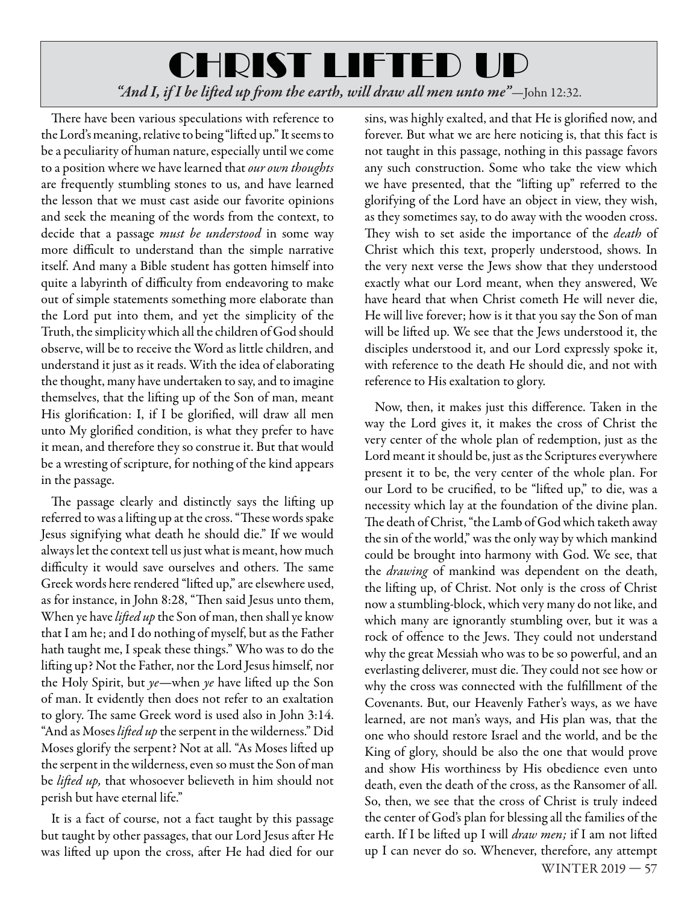# CHRIST LIFTED UP

*"And I, if I be lifted up from the earth, will draw all men unto me"*—John 12:32.

There have been various speculations with reference to the Lord's meaning, relative to being "lifted up." It seems to be a peculiarity of human nature, especially until we come to a position where we have learned that *our own thoughts* are frequently stumbling stones to us, and have learned the lesson that we must cast aside our favorite opinions and seek the meaning of the words from the context, to decide that a passage *must be understood* in some way more difficult to understand than the simple narrative itself. And many a Bible student has gotten himself into quite a labyrinth of difficulty from endeavoring to make out of simple statements something more elaborate than the Lord put into them, and yet the simplicity of the Truth, the simplicity which all the children of God should observe, will be to receive the Word as little children, and understand it just as it reads. With the idea of elaborating the thought, many have undertaken to say, and to imagine themselves, that the lifting up of the Son of man, meant His glorification: I, if I be glorified, will draw all men unto My glorified condition, is what they prefer to have it mean, and therefore they so construe it. But that would be a wresting of scripture, for nothing of the kind appears in the passage.

The passage clearly and distinctly says the lifting up referred to was a lifting up at the cross. "These words spake Jesus signifying what death he should die." If we would always let the context tell us just what is meant, how much difficulty it would save ourselves and others. The same Greek words here rendered "lifted up," are elsewhere used, as for instance, in John 8:28, "Then said Jesus unto them, When ye have *lifted up* the Son of man, then shall ye know that I am he; and I do nothing of myself, but as the Father hath taught me, I speak these things." Who was to do the lifting up? Not the Father, nor the Lord Jesus himself, nor the Holy Spirit, but *ye*—when *ye* have lifted up the Son of man. It evidently then does not refer to an exaltation to glory. The same Greek word is used also in John 3:14. "And as Moses *lifted up* the serpent in the wilderness." Did Moses glorify the serpent? Not at all. "As Moses lifted up the serpent in the wilderness, even so must the Son of man be *lifted up,* that whosoever believeth in him should not perish but have eternal life."

It is a fact of course, not a fact taught by this passage but taught by other passages, that our Lord Jesus after He was lifted up upon the cross, after He had died for our sins, was highly exalted, and that He is glorified now, and forever. But what we are here noticing is, that this fact is not taught in this passage, nothing in this passage favors any such construction. Some who take the view which we have presented, that the "lifting up" referred to the glorifying of the Lord have an object in view, they wish, as they sometimes say, to do away with the wooden cross. They wish to set aside the importance of the *death* of Christ which this text, properly understood, shows. In the very next verse the Jews show that they understood exactly what our Lord meant, when they answered, We have heard that when Christ cometh He will never die, He will live forever; how is it that you say the Son of man will be lifted up. We see that the Jews understood it, the disciples understood it, and our Lord expressly spoke it, with reference to the death He should die, and not with reference to His exaltation to glory.

Now, then, it makes just this difference. Taken in the way the Lord gives it, it makes the cross of Christ the very center of the whole plan of redemption, just as the Lord meant it should be, just as the Scriptures everywhere present it to be, the very center of the whole plan. For our Lord to be crucified, to be "lifted up," to die, was a necessity which lay at the foundation of the divine plan. The death of Christ, "the Lamb of God which taketh away the sin of the world," was the only way by which mankind could be brought into harmony with God. We see, that the *drawing* of mankind was dependent on the death, the lifting up, of Christ. Not only is the cross of Christ now a stumbling-block, which very many do not like, and which many are ignorantly stumbling over, but it was a rock of offence to the Jews. They could not understand why the great Messiah who was to be so powerful, and an everlasting deliverer, must die. They could not see how or why the cross was connected with the fulfillment of the Covenants. But, our Heavenly Father's ways, as we have learned, are not man's ways, and His plan was, that the one who should restore Israel and the world, and be the King of glory, should be also the one that would prove and show His worthiness by His obedience even unto death, even the death of the cross, as the Ransomer of all. So, then, we see that the cross of Christ is truly indeed the center of God's plan for blessing all the families of the earth. If I be lifted up I will *draw men;* if I am not lifted up I can never do so. Whenever, therefore, any attempt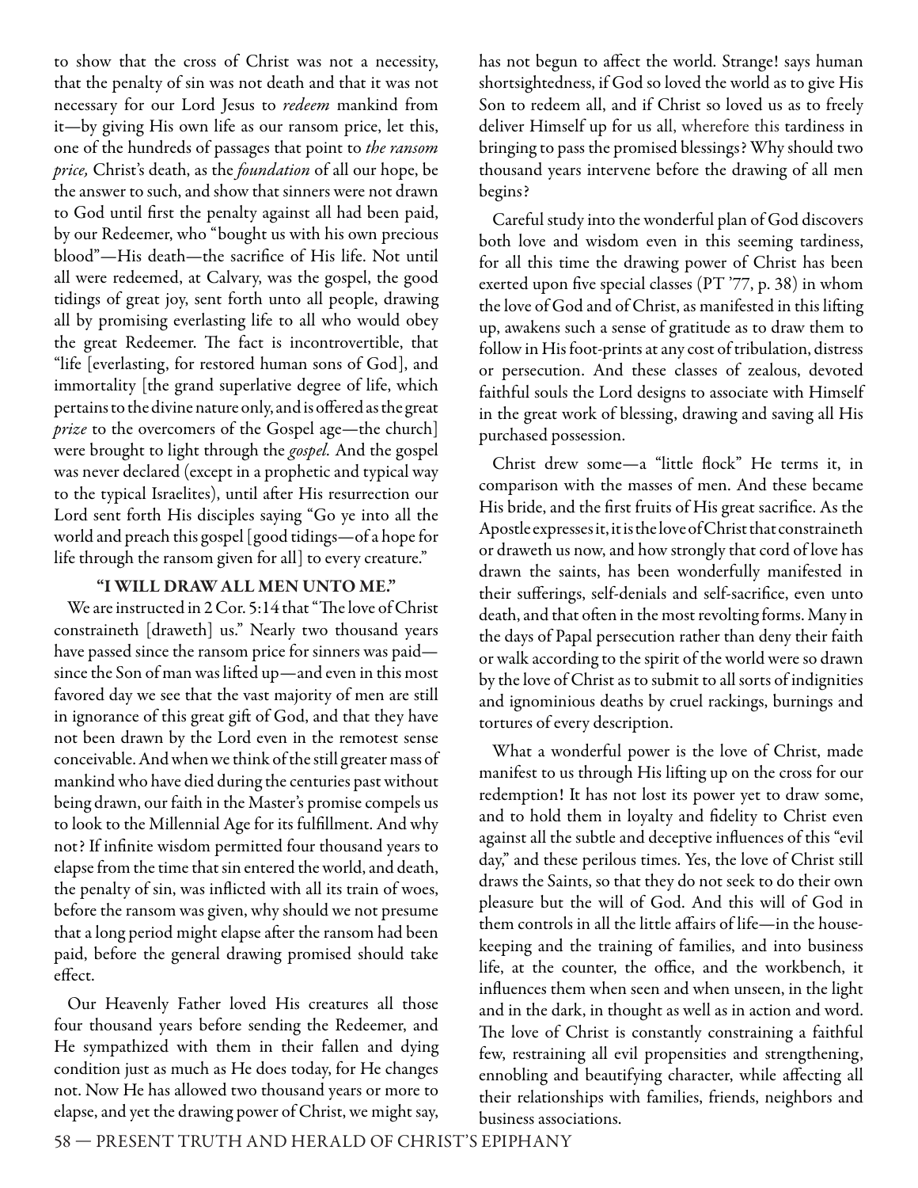to show that the cross of Christ was not a necessity, that the penalty of sin was not death and that it was not necessary for our Lord Jesus to *redeem* mankind from it—by giving His own life as our ransom price, let this, one of the hundreds of passages that point to *the ransom price,* Christ's death, as the *foundation* of all our hope, be the answer to such, and show that sinners were not drawn to God until first the penalty against all had been paid, by our Redeemer, who "bought us with his own precious blood"—His death—the sacrifice of His life. Not until all were redeemed, at Calvary, was the gospel, the good tidings of great joy, sent forth unto all people, drawing all by promising everlasting life to all who would obey the great Redeemer. The fact is incontrovertible, that "life [everlasting, for restored human sons of God], and immortality [the grand superlative degree of life, which pertains to the divine nature only, and is offered as the great *prize* to the overcomers of the Gospel age—the church] were brought to light through the *gospel.* And the gospel was never declared (except in a prophetic and typical way to the typical Israelites), until after His resurrection our Lord sent forth His disciples saying "Go ye into all the world and preach this gospel [good tidings—of a hope for life through the ransom given for all] to every creature."

### "I WILL DRAW ALL MEN UNTO ME."

We are instructed in 2 Cor. 5:14 that "The love of Christ constraineth [draweth] us." Nearly two thousand years have passed since the ransom price for sinners was paid—since the Son of man was lifted up—and even in this most favored day we see that the vast majority of men are still in ignorance of this great gift of God, and that they have not been drawn by the Lord even in the remotest sense conceivable. And when we think of the still greater mass of mankind who have died during the centuries past without being drawn, our faith in the Master's promise compels us to look to the Millennial Age for its fulfillment. And why not? If infinite wisdom permitted four thousand years to elapse from the time that sin entered the world, and death, the penalty of sin, was inflicted with all its train of woes, before the ransom was given, why should we not presume that a long period might elapse after the ransom had been paid, before the general drawing promised should take effect.

Our Heavenly Father loved His creatures all those four thousand years before sending the Redeemer, and He sympathized with them in their fallen and dying condition just as much as He does today, for He changes not. Now He has allowed two thousand years or more to elapse, and yet the drawing power of Christ, we might say, has not begun to affect the world. Strange! says human shortsightedness, if God so loved the world as to give His Son to redeem all, and if Christ so loved us as to freely deliver Himself up for us all, wherefore this tardiness in bringing to pass the promised blessings? Why should two thousand years intervene before the drawing of all men begins?

Careful study into the wonderful plan of God discovers both love and wisdom even in this seeming tardiness, for all this time the drawing power of Christ has been exerted upon five special classes (PT '77, p. 38) in whom the love of God and of Christ, as manifested in this lifting up, awakens such a sense of gratitude as to draw them to follow in His foot-prints at any cost of tribulation, distress or persecution. And these classes of zealous, devoted faithful souls the Lord designs to associate with Himself in the great work of blessing, drawing and saving all His purchased possession.

Christ drew some—a "little flock" He terms it, in comparison with the masses of men. And these became His bride, and the first fruits of His great sacrifice. As the Apostle expresses it, it is the love of Christ that constraineth or draweth us now, and how strongly that cord of love has drawn the saints, has been wonderfully manifested in their sufferings, self-denials and self-sacrifice, even unto death, and that often in the most revolting forms. Many in the days of Papal persecution rather than deny their faith or walk according to the spirit of the world were so drawn by the love of Christ as to submit to all sorts of indignities and ignominious deaths by cruel rackings, burnings and tortures of every description.

What a wonderful power is the love of Christ, made manifest to us through His lifting up on the cross for our redemption! It has not lost its power yet to draw some, and to hold them in loyalty and fidelity to Christ even against all the subtle and deceptive influences of this "evil day," and these perilous times. Yes, the love of Christ still draws the Saints, so that they do not seek to do their own pleasure but the will of God. And this will of God in them controls in all the little affairs of life—in the housekeeping and the training of families, and into business life, at the counter, the office, and the workbench, it influences them when seen and when unseen, in the light and in the dark, in thought as well as in action and word. The love of Christ is constantly constraining a faithful few, restraining all evil propensities and strengthening, ennobling and beautifying character, while affecting all their relationships with families, friends, neighbors and business associations.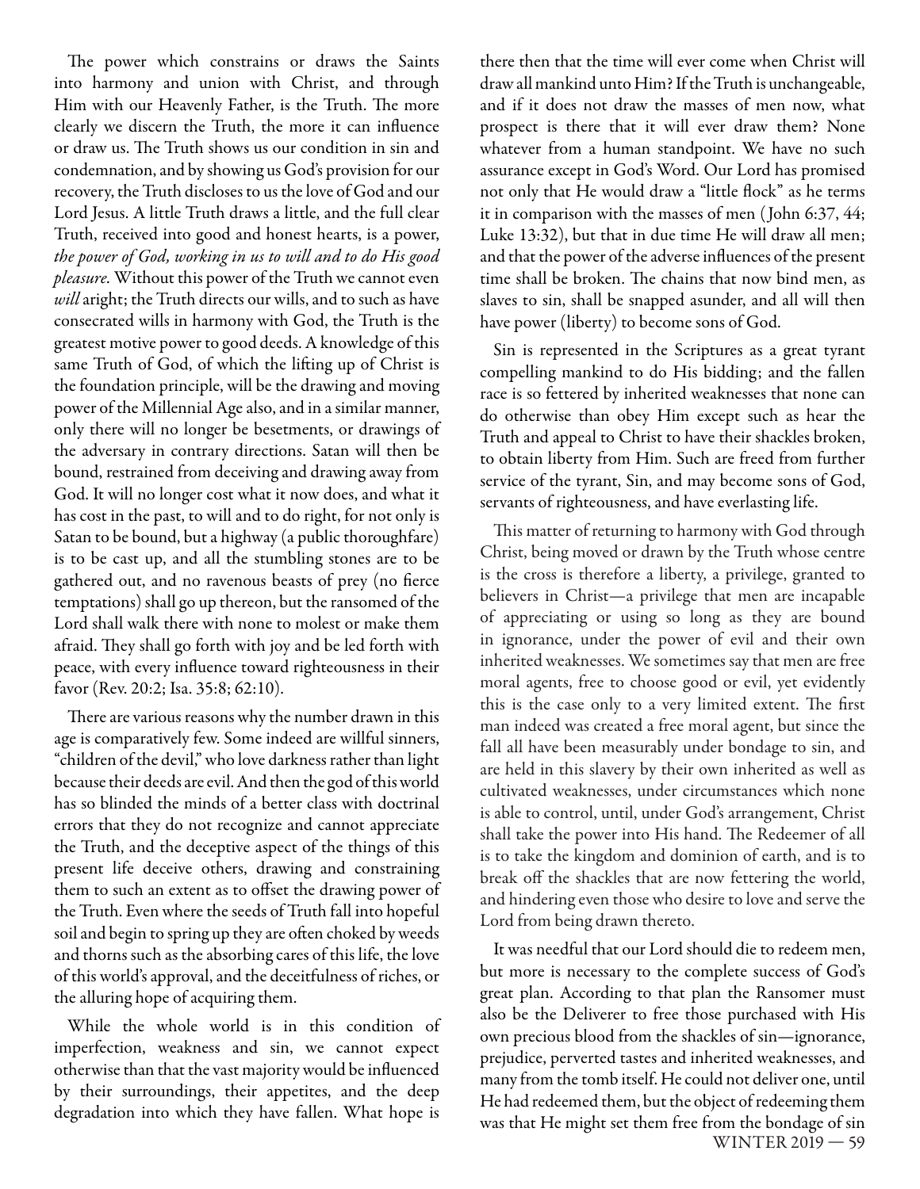The power which constrains or draws the Saints into harmony and union with Christ, and through Him with our Heavenly Father, is the Truth. The more clearly we discern the Truth, the more it can influence or draw us. The Truth shows us our condition in sin and condemnation, and by showing us God's provision for our recovery, the Truth discloses to us the love of God and our Lord Jesus. A little Truth draws a little, and the full clear Truth, received into good and honest hearts, is a power, *the power of God, working in us to will and to do His good pleasure.* Without this power of the Truth we cannot even *will* aright; the Truth directs our wills, and to such as have consecrated wills in harmony with God, the Truth is the greatest motive power to good deeds. A knowledge of this same Truth of God, of which the lifting up of Christ is the foundation principle, will be the drawing and moving power of the Millennial Age also, and in a similar manner, only there will no longer be besetments, or drawings of the adversary in contrary directions. Satan will then be bound, restrained from deceiving and drawing away from God. It will no longer cost what it now does, and what it has cost in the past, to will and to do right, for not only is Satan to be bound, but a highway (a public thoroughfare) is to be cast up, and all the stumbling stones are to be gathered out, and no ravenous beasts of prey (no fierce temptations) shall go up thereon, but the ransomed of the Lord shall walk there with none to molest or make them afraid. They shall go forth with joy and be led forth with peace, with every influence toward righteousness in their favor (Rev. 20:2; Isa. 35:8; 62:10).

There are various reasons why the number drawn in this age is comparatively few. Some indeed are willful sinners, "children of the devil," who love darkness rather than light because their deeds are evil. And then the god of this world has so blinded the minds of a better class with doctrinal errors that they do not recognize and cannot appreciate the Truth, and the deceptive aspect of the things of this present life deceive others, drawing and constraining them to such an extent as to offset the drawing power of the Truth. Even where the seeds of Truth fall into hopeful soil and begin to spring up they are often choked by weeds and thorns such as the absorbing cares of this life, the love of this world's approval, and the deceitfulness of riches, or the alluring hope of acquiring them.

While the whole world is in this condition of imperfection, weakness and sin, we cannot expect otherwise than that the vast majority would be influenced by their surroundings, their appetites, and the deep degradation into which they have fallen. What hope is there then that the time will ever come when Christ will draw all mankind unto Him? If the Truth is unchangeable, and if it does not draw the masses of men now, what prospect is there that it will ever draw them? None whatever from a human standpoint. We have no such assurance except in God's Word. Our Lord has promised not only that He would draw a "little flock" as he terms it in comparison with the masses of men (John 6:37, 44; Luke 13:32), but that in due time He will draw all men; and that the power of the adverse influences of the present time shall be broken. The chains that now bind men, as slaves to sin, shall be snapped asunder, and all will then have power (liberty) to become sons of God.

Sin is represented in the Scriptures as a great tyrant compelling mankind to do His bidding; and the fallen race is so fettered by inherited weaknesses that none can do otherwise than obey Him except such as hear the Truth and appeal to Christ to have their shackles broken, to obtain liberty from Him. Such are freed from further service of the tyrant, Sin, and may become sons of God, servants of righteousness, and have everlasting life.

This matter of returning to harmony with God through Christ, being moved or drawn by the Truth whose centre is the cross is therefore a liberty, a privilege, granted to believers in Christ—a privilege that men are incapable of appreciating or using so long as they are bound in ignorance, under the power of evil and their own inherited weaknesses. We sometimes say that men are free moral agents, free to choose good or evil, yet evidently this is the case only to a very limited extent. The first man indeed was created a free moral agent, but since the fall all have been measurably under bondage to sin, and are held in this slavery by their own inherited as well as cultivated weaknesses, under circumstances which none is able to control, until, under God's arrangement, Christ shall take the power into His hand. The Redeemer of all is to take the kingdom and dominion of earth, and is to break off the shackles that are now fettering the world, and hindering even those who desire to love and serve the Lord from being drawn thereto.

It was needful that our Lord should die to redeem men, but more is necessary to the complete success of God's great plan. According to that plan the Ransomer must also be the Deliverer to free those purchased with His own precious blood from the shackles of sin—ignorance, prejudice, perverted tastes and inherited weaknesses, and many from the tomb itself. He could not deliver one, until He had redeemed them, but the object of redeeming them was that He might set them free from the bondage of sin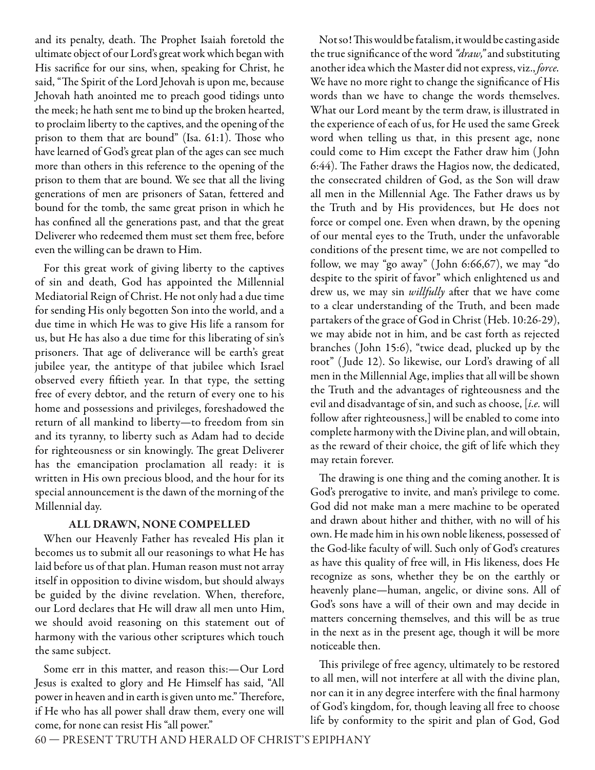and its penalty, death. The Prophet Isaiah foretold the ultimate object of our Lord's great work which began with His sacrifice for our sins, when, speaking for Christ, he said, "The Spirit of the Lord Jehovah is upon me, because Jehovah hath anointed me to preach good tidings unto the meek; he hath sent me to bind up the broken hearted, to proclaim liberty to the captives, and the opening of the prison to them that are bound" (Isa. 61:1). Those who have learned of God's great plan of the ages can see much more than others in this reference to the opening of the prison to them that are bound. We see that all the living generations of men are prisoners of Satan, fettered and bound for the tomb, the same great prison in which he has confined all the generations past, and that the great Deliverer who redeemed them must set them free, before even the willing can be drawn to Him.

For this great work of giving liberty to the captives of sin and death, God has appointed the Millennial Mediatorial Reign of Christ. He not only had a due time for sending His only begotten Son into the world, and a due time in which He was to give His life a ransom for us, but He has also a due time for this liberating of sin's prisoners. That age of deliverance will be earth's great jubilee year, the antitype of that jubilee which Israel observed every fiftieth year. In that type, the setting free of every debtor, and the return of every one to his home and possessions and privileges, foreshadowed the return of all mankind to liberty—to freedom from sin and its tyranny, to liberty such as Adam had to decide for righteousness or sin knowingly. The great Deliverer has the emancipation proclamation all ready: it is written in His own precious blood, and the hour for its special announcement is the dawn of the morning of the Millennial day.

## ALL DRAWN, NONE COMPELLED

When our Heavenly Father has revealed His plan it becomes us to submit all our reasonings to what He has laid before us of that plan. Human reason must not array itself in opposition to divine wisdom, but should always be guided by the divine revelation. When, therefore, our Lord declares that He will draw all men unto Him, we should avoid reasoning on this statement out of harmony with the various other scriptures which touch the same subject.

Some err in this matter, and reason this:—Our Lord Jesus is exalted to glory and He Himself has said, "All power in heaven and in earth is given unto me." Therefore, if He who has all power shall draw them, every one will come, for none can resist His "all power."

Not so! This would be fatalism, it would be casting aside the true significance of the word *"draw,"* and substituting another idea which the Master did not express, viz., *force.* We have no more right to change the significance of His words than we have to change the words themselves. What our Lord meant by the term draw, is illustrated in the experience of each of us, for He used the same Greek word when telling us that, in this present age, none could come to Him except the Father draw him (John 6:44). The Father draws the Hagios now, the dedicated, the consecrated children of God, as the Son will draw all men in the Millennial Age. The Father draws us by the Truth and by His providences, but He does not force or compel one. Even when drawn, by the opening of our mental eyes to the Truth, under the unfavorable conditions of the present time, we are not compelled to follow, we may "go away" (John 6:66,67), we may "do despite to the spirit of favor" which enlightened us and drew us, we may sin *willfully* after that we have come to a clear understanding of the Truth, and been made partakers of the grace of God in Christ (Heb. 10:26-29), we may abide not in him, and be cast forth as rejected branches (John 15:6), "twice dead, plucked up by the root" (Jude 12). So likewise, our Lord's drawing of all men in the Millennial Age, implies that all will be shown the Truth and the advantages of righteousness and the evil and disadvantage of sin, and such as choose, [*i.e.* will follow after righteousness,] will be enabled to come into complete harmony with the Divine plan, and will obtain, as the reward of their choice, the gift of life which they may retain forever.

The drawing is one thing and the coming another. It is God's prerogative to invite, and man's privilege to come. God did not make man a mere machine to be operated and drawn about hither and thither, with no will of his own. He made him in his own noble likeness, possessed of the God-like faculty of will. Such only of God's creatures as have this quality of free will, in His likeness, does He recognize as sons, whether they be on the earthly or heavenly plane—human, angelic, or divine sons. All of God's sons have a will of their own and may decide in matters concerning themselves, and this will be as true in the next as in the present age, though it will be more noticeable then.

This privilege of free agency, ultimately to be restored to all men, will not interfere at all with the divine plan, nor can it in any degree interfere with the final harmony of God's kingdom, for, though leaving all free to choose life by conformity to the spirit and plan of God, God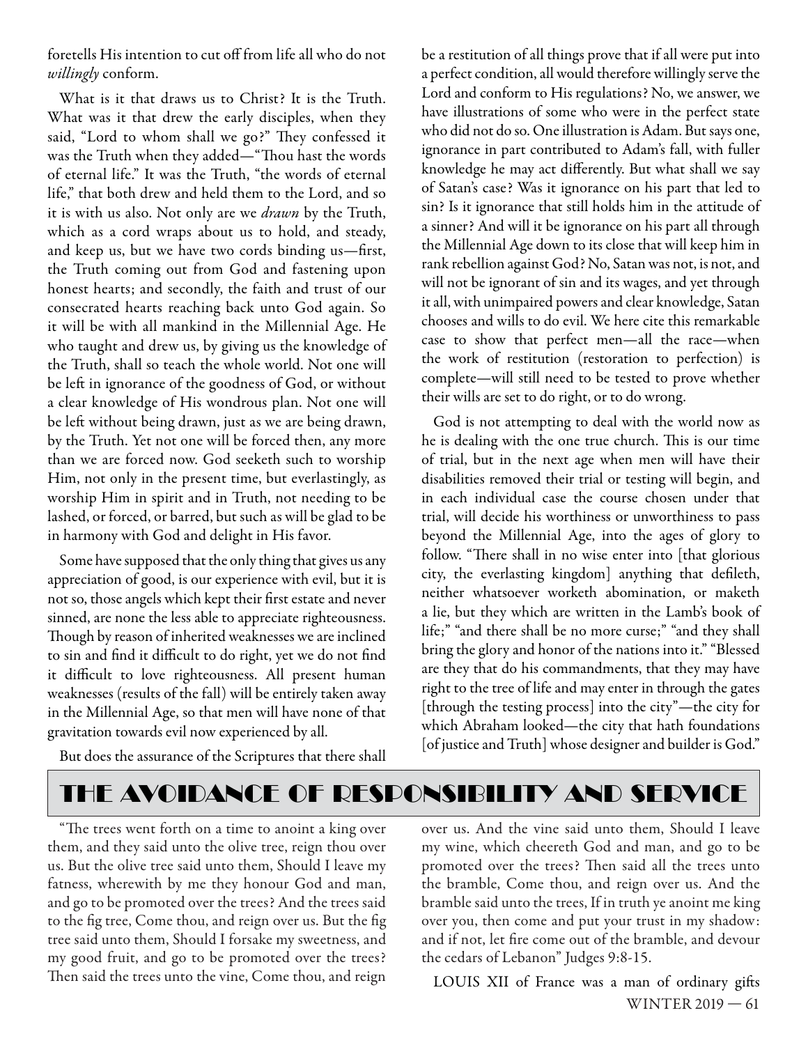foretells His intention to cut off from life all who do not *willingly* conform.

What is it that draws us to Christ? It is the Truth. What was it that drew the early disciples, when they said, "Lord to whom shall we go?" They confessed it was the Truth when they added—"Thou hast the words of eternal life." It was the Truth, "the words of eternal life," that both drew and held them to the Lord, and so it is with us also. Not only are we *drawn* by the Truth, which as a cord wraps about us to hold, and steady, and keep us, but we have two cords binding us—first, the Truth coming out from God and fastening upon honest hearts; and secondly, the faith and trust of our consecrated hearts reaching back unto God again. So it will be with all mankind in the Millennial Age. He who taught and drew us, by giving us the knowledge of the Truth, shall so teach the whole world. Not one will be left in ignorance of the goodness of God, or without a clear knowledge of His wondrous plan. Not one will be left without being drawn, just as we are being drawn, by the Truth. Yet not one will be forced then, any more than we are forced now. God seeketh such to worship Him, not only in the present time, but everlastingly, as worship Him in spirit and in Truth, not needing to be lashed, or forced, or barred, but such as will be glad to be in harmony with God and delight in His favor.

Some have supposed that the only thing that gives us any appreciation of good, is our experience with evil, but it is not so, those angels which kept their first estate and never sinned, are none the less able to appreciate righteousness. Though by reason of inherited weaknesses we are inclined to sin and find it difficult to do right, yet we do not find it difficult to love righteousness. All present human weaknesses (results of the fall) will be entirely taken away in the Millennial Age, so that men will have none of that gravitation towards evil now experienced by all.

But does the assurance of the Scriptures that there shall be a restitution of all things prove that if all were put into a perfect condition, all would therefore willingly serve the Lord and conform to His regulations? No, we answer, we have illustrations of some who were in the perfect state who did not do so. One illustration is Adam. But says one, ignorance in part contributed to Adam's fall, with fuller knowledge he may act differently. But what shall we say of Satan's case? Was it ignorance on his part that led to sin? Is it ignorance that still holds him in the attitude of a sinner? And will it be ignorance on his part all through the Millennial Age down to its close that will keep him in rank rebellion against God? No, Satan was not, is not, and will not be ignorant of sin and its wages, and yet through it all, with unimpaired powers and clear knowledge, Satan chooses and wills to do evil. We here cite this remarkable case to show that perfect men—all the race—when the work of restitution (restoration to perfection) is complete—will still need to be tested to prove whether their wills are set to do right, or to do wrong.

God is not attempting to deal with the world now as he is dealing with the one true church. This is our time of trial, but in the next age when men will have their disabilities removed their trial or testing will begin, and in each individual case the course chosen under that trial, will decide his worthiness or unworthiness to pass beyond the Millennial Age, into the ages of glory to follow. "There shall in no wise enter into [that glorious city, the everlasting kingdom] anything that defileth, neither whatsoever worketh abomination, or maketh a lie, but they which are written in the Lamb's book of life;" "and there shall be no more curse;" "and they shall bring the glory and honor of the nations into it." "Blessed are they that do his commandments, that they may have right to the tree of life and may enter in through the gates [through the testing process] into the city"—the city for which Abraham looked—the city that hath foundations [of justice and Truth] whose designer and builder is God."

# THE AVOIDANCE OF RESPONSIBILITY AND SERVICE

"The trees went forth on a time to anoint a king over them, and they said unto the olive tree, reign thou over us. But the olive tree said unto them, Should I leave my fatness, wherewith by me they honour God and man, and go to be promoted over the trees? And the trees said to the fig tree, Come thou, and reign over us. But the fig tree said unto them, Should I forsake my sweetness, and my good fruit, and go to be promoted over the trees? Then said the trees unto the vine, Come thou, and reign over us. And the vine said unto them, Should I leave my wine, which cheereth God and man, and go to be promoted over the trees? Then said all the trees unto the bramble, Come thou, and reign over us. And the bramble said unto the trees, If in truth ye anoint me king over you, then come and put your trust in my shadow: and if not, let fire come out of the bramble, and devour the cedars of Lebanon" Judges 9:8-15.

LOUIS XII of France was a man of ordinary gifts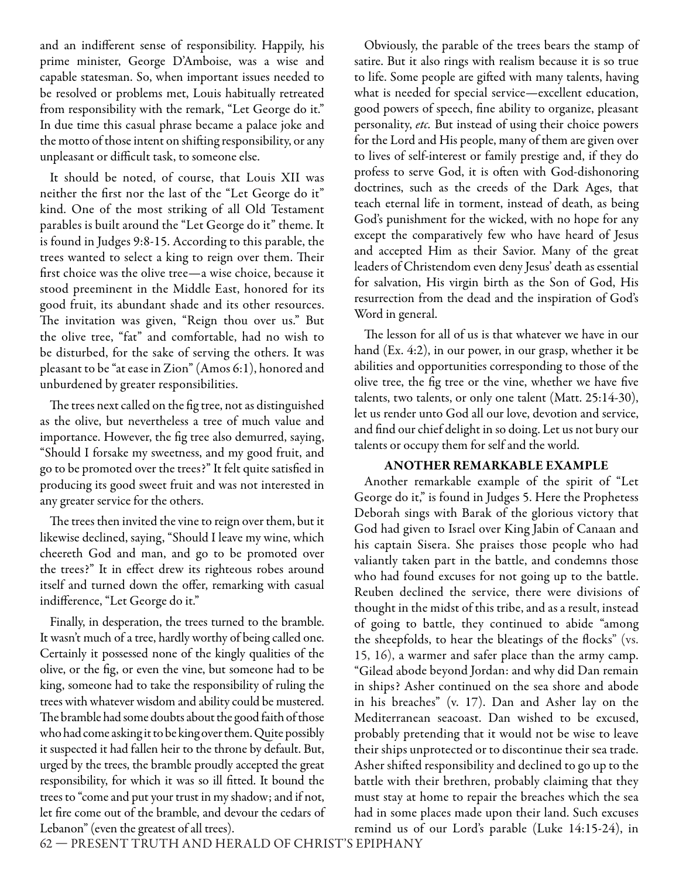and an indifferent sense of responsibility. Happily, his prime minister, George D'Amboise, was a wise and capable statesman. So, when important issues needed to be resolved or problems met, Louis habitually retreated from responsibility with the remark, "Let George do it." In due time this casual phrase became a palace joke and the motto of those intent on shifting responsibility, or any unpleasant or difficult task, to someone else.

It should be noted, of course, that Louis XII was neither the first nor the last of the "Let George do it" kind. One of the most striking of all Old Testament parables is built around the "Let George do it" theme. It is found in Judges 9:8-15. According to this parable, the trees wanted to select a king to reign over them. Their first choice was the olive tree—a wise choice, because it stood preeminent in the Middle East, honored for its good fruit, its abundant shade and its other resources. The invitation was given, "Reign thou over us." But the olive tree, "fat" and comfortable, had no wish to be disturbed, for the sake of serving the others. It was pleasant to be "at ease in Zion" (Amos 6:1), honored and unburdened by greater responsibilities.

The trees next called on the fig tree, not as distinguished as the olive, but nevertheless a tree of much value and importance. However, the fig tree also demurred, saying, "Should I forsake my sweetness, and my good fruit, and go to be promoted over the trees?" It felt quite satisfied in producing its good sweet fruit and was not interested in any greater service for the others.

The trees then invited the vine to reign over them, but it likewise declined, saying, "Should I leave my wine, which cheereth God and man, and go to be promoted over the trees?" It in effect drew its righteous robes around itself and turned down the offer, remarking with casual indifference, "Let George do it."

Finally, in desperation, the trees turned to the bramble. It wasn't much of a tree, hardly worthy of being called one. Certainly it possessed none of the kingly qualities of the olive, or the fig, or even the vine, but someone had to be king, someone had to take the responsibility of ruling the trees with whatever wisdom and ability could be mustered. The bramble had some doubts about the good faith of those who had come asking it to be king over them. Quite possibly it suspected it had fallen heir to the throne by default. But, urged by the trees, the bramble proudly accepted the great responsibility, for which it was so ill fitted. It bound the trees to "come and put your trust in my shadow; and if not, let fire come out of the bramble, and devour the cedars of Lebanon" (even the greatest of all trees).

Obviously, the parable of the trees bears the stamp of satire. But it also rings with realism because it is so true to life. Some people are gifted with many talents, having what is needed for special service—excellent education, good powers of speech, fine ability to organize, pleasant personality, *etc.* But instead of using their choice powers for the Lord and His people, many of them are given over to lives of self-interest or family prestige and, if they do profess to serve God, it is often with God-dishonoring doctrines, such as the creeds of the Dark Ages, that teach eternal life in torment, instead of death, as being God's punishment for the wicked, with no hope for any except the comparatively few who have heard of Jesus and accepted Him as their Savior. Many of the great leaders of Christendom even deny Jesus' death as essential for salvation, His virgin birth as the Son of God, His resurrection from the dead and the inspiration of God's Word in general.

The lesson for all of us is that whatever we have in our hand (Ex. 4:2), in our power, in our grasp, whether it be abilities and opportunities corresponding to those of the olive tree, the fig tree or the vine, whether we have five talents, two talents, or only one talent (Matt. 25:14-30), let us render unto God all our love, devotion and service, and find our chief delight in so doing. Let us not bury our talents or occupy them for self and the world.

## ANOTHER REMARKABLE EXAMPLE

Another remarkable example of the spirit of "Let George do it," is found in Judges 5. Here the Prophetess Deborah sings with Barak of the glorious victory that God had given to Israel over King Jabin of Canaan and his captain Sisera. She praises those people who had valiantly taken part in the battle, and condemns those who had found excuses for not going up to the battle. Reuben declined the service, there were divisions of thought in the midst of this tribe, and as a result, instead of going to battle, they continued to abide "among the sheepfolds, to hear the bleatings of the flocks" (vs. 15, 16), a warmer and safer place than the army camp. "Gilead abode beyond Jordan: and why did Dan remain in ships? Asher continued on the sea shore and abode in his breaches" (v. 17). Dan and Asher lay on the Mediterranean seacoast. Dan wished to be excused, probably pretending that it would not be wise to leave their ships unprotected or to discontinue their sea trade. Asher shifted responsibility and declined to go up to the battle with their brethren, probably claiming that they must stay at home to repair the breaches which the sea had in some places made upon their land. Such excuses remind us of our Lord's parable (Luke 14:15-24), in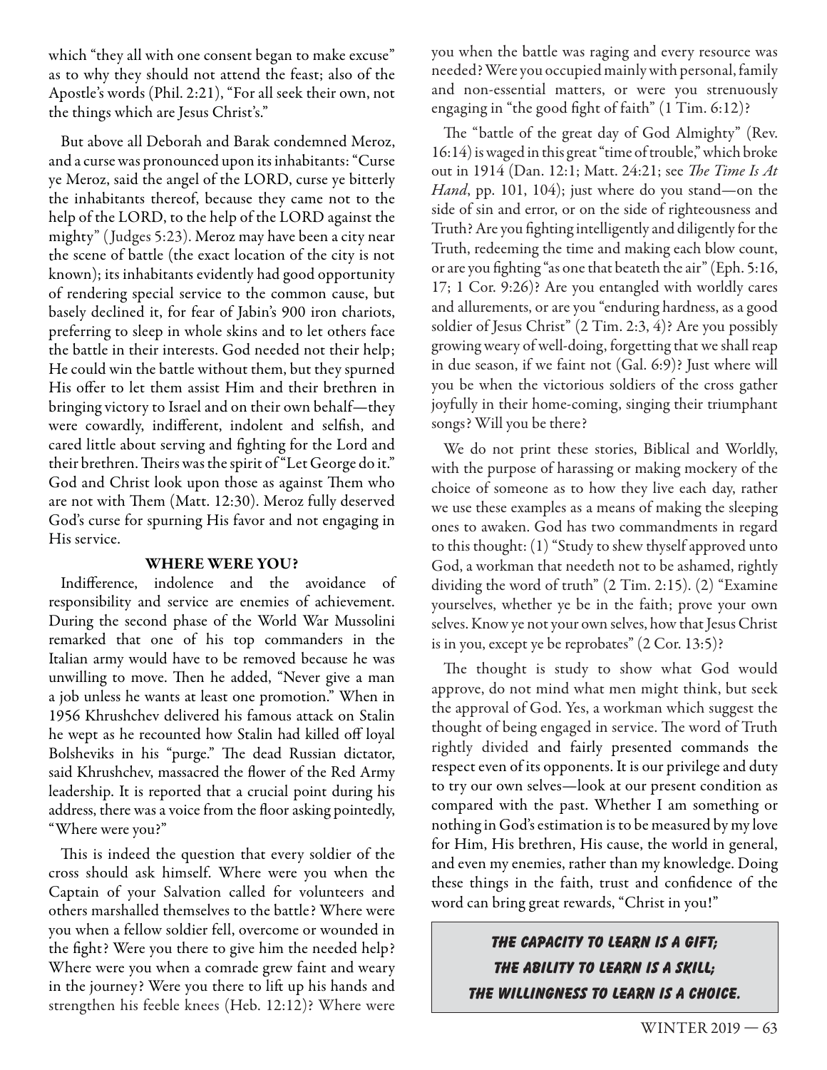which "they all with one consent began to make excuse" as to why they should not attend the feast; also of the Apostle's words (Phil. 2:21), "For all seek their own, not the things which are Jesus Christ's."

But above all Deborah and Barak condemned Meroz, and a curse was pronounced upon its inhabitants: "Curse ye Meroz, said the angel of the LORD, curse ye bitterly the inhabitants thereof, because they came not to the help of the LORD, to the help of the LORD against the mighty" (Judges 5:23). Meroz may have been a city near the scene of battle (the exact location of the city is not known); its inhabitants evidently had good opportunity of rendering special service to the common cause, but basely declined it, for fear of Jabin's 900 iron chariots, preferring to sleep in whole skins and to let others face the battle in their interests. God needed not their help; He could win the battle without them, but they spurned His offer to let them assist Him and their brethren in bringing victory to Israel and on their own behalf—they were cowardly, indifferent, indolent and selfish, and cared little about serving and fighting for the Lord and their brethren. Theirs was the spirit of "Let George do it." God and Christ look upon those as against Them who are not with Them (Matt. 12:30). Meroz fully deserved God's curse for spurning His favor and not engaging in His service.

## WHERE WERE YOU?

Indifference, indolence and the avoidance of responsibility and service are enemies of achievement. During the second phase of the World War Mussolini remarked that one of his top commanders in the Italian army would have to be removed because he was unwilling to move. Then he added, "Never give a man a job unless he wants at least one promotion." When in 1956 Khrushchev delivered his famous attack on Stalin he wept as he recounted how Stalin had killed off loyal Bolsheviks in his "purge." The dead Russian dictator, said Khrushchev, massacred the flower of the Red Army leadership. It is reported that a crucial point during his address, there was a voice from the floor asking pointedly, "Where were you?"

This is indeed the question that every soldier of the cross should ask himself. Where were you when the Captain of your Salvation called for volunteers and others marshalled themselves to the battle? Where were you when a fellow soldier fell, overcome or wounded in the fight? Were you there to give him the needed help? Where were you when a comrade grew faint and weary in the journey? Were you there to lift up his hands and strengthen his feeble knees (Heb. 12:12)? Where were you when the battle was raging and every resource was needed? Were you occupied mainly with personal, family and non-essential matters, or were you strenuously engaging in "the good fight of faith" (1 Tim. 6:12)?

The "battle of the great day of God Almighty" (Rev. 16:14) is waged in this great "time of trouble," which broke out in 1914 (Dan. 12:1; Matt. 24:21; see *The Time Is At Hand*, pp. 101, 104); just where do you stand—on the side of sin and error, or on the side of righteousness and Truth? Are you fighting intelligently and diligently for the Truth, redeeming the time and making each blow count, or are you fighting "as one that beateth the air" (Eph. 5:16, 17; 1 Cor. 9:26)? Are you entangled with worldly cares and allurements, or are you "enduring hardness, as a good soldier of Jesus Christ" (2 Tim. 2:3, 4)? Are you possibly growing weary of well-doing, forgetting that we shall reap in due season, if we faint not (Gal. 6:9)? Just where will you be when the victorious soldiers of the cross gather joyfully in their home-coming, singing their triumphant songs? Will you be there?

We do not print these stories, Biblical and Worldly, with the purpose of harassing or making mockery of the choice of someone as to how they live each day, rather we use these examples as a means of making the sleeping ones to awaken. God has two commandments in regard to this thought: (1) "Study to shew thyself approved unto God, a workman that needeth not to be ashamed, rightly dividing the word of truth" (2 Tim. 2:15). (2) "Examine yourselves, whether ye be in the faith; prove your own selves. Know ye not your own selves, how that Jesus Christ is in you, except ye be reprobates" (2 Cor. 13:5)?

The thought is study to show what God would approve, do not mind what men might think, but seek the approval of God. Yes, a workman which suggest the thought of being engaged in service. The word of Truth rightly divided and fairly presented commands the respect even of its opponents. It is our privilege and duty to try our own selves—look at our present condition as compared with the past. Whether I am something or nothing in God's estimation is to be measured by my love for Him, His brethren, His cause, the world in general, and even my enemies, rather than my knowledge. Doing these things in the faith, trust and confidence of the word can bring great rewards, "Christ in you!"

> ***THE CAPACITY TO LEARN IS A GIFT;***
> ***THE ABILITY TO LEARN IS A SKILL;***
> ***THE WILLINGNESS TO LEARN IS A CHOICE.***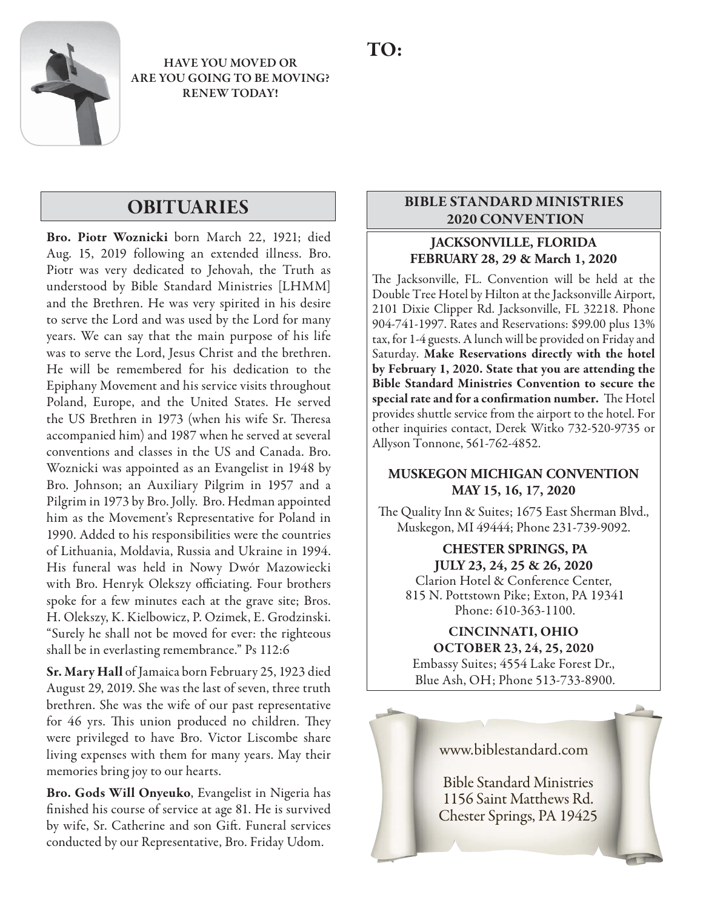**HAVE YOU MOVED OR ARE YOU GOING TO BE MOVING? RENEW TODAY!**

**TO:**

## OBITUARIES

**Bro. Piotr Woznicki** born March 22, 1921; died Aug. 15, 2019 following an extended illness. Bro. Piotr was very dedicated to Jehovah, the Truth as understood by Bible Standard Ministries [LHMM] and the Brethren. He was very spirited in his desire to serve the Lord and was used by the Lord for many years. We can say that the main purpose of his life was to serve the Lord, Jesus Christ and the brethren. He will be remembered for his dedication to the Epiphany Movement and his service visits throughout Poland, Europe, and the United States. He served the US Brethren in 1973 (when his wife Sr. Theresa accompanied him) and 1987 when he served at several conventions and classes in the US and Canada. Bro. Woznicki was appointed as an Evangelist in 1948 by Bro. Johnson; an Auxiliary Pilgrim in 1957 and a Pilgrim in 1973 by Bro. Jolly. Bro. Hedman appointed him as the Movement's Representative for Poland in 1990. Added to his responsibilities were the countries of Lithuania, Moldavia, Russia and Ukraine in 1994. His funeral was held in Nowy Dwór Mazowiecki with Bro. Henryk Olekszy officiating. Four brothers spoke for a few minutes each at the grave site; Bros. H. Olekszy, K. Kielbowicz, P. Ozimek, E. Grodzinski. "Surely he shall not be moved for ever: the righteous shall be in everlasting remembrance." Ps 112:6

**Sr. Mary Hall** of Jamaica born February 25, 1923 died August 29, 2019. She was the last of seven, three truth brethren. She was the wife of our past representative for 46 yrs. This union produced no children. They were privileged to have Bro. Victor Liscombe share living expenses with them for many years. May their memories bring joy to our hearts.

**Bro. Gods Will Onyeuko**, Evangelist in Nigeria has finished his course of service at age 81. He is survived by wife, Sr. Catherine and son Gift. Funeral services conducted by our Representative, Bro. Friday Udom.

## BIBLE STANDARD MINISTRIES 2020 CONVENTION

### JACKSONVILLE, FLORIDA
### FEBRUARY 28, 29 & March 1, 2020

The Jacksonville, FL. Convention will be held at the Double Tree Hotel by Hilton at the Jacksonville Airport, 2101 Dixie Clipper Rd. Jacksonville, FL 32218. Phone 904-741-1997. Rates and Reservations: $99.00 plus 13% tax, for 1-4 guests. A lunch will be provided on Friday and Saturday. **Make Reservations directly with the hotel by February 1, 2020. State that you are attending the Bible Standard Ministries Convention to secure the special rate and for a confirmation number.** The Hotel provides shuttle service from the airport to the hotel. For other inquiries contact, Derek Witko 732-520-9735 or Allyson Tonnone, 561-762-4852.

### MUSKEGON MICHIGAN CONVENTION
### MAY 15, 16, 17, 2020

The Quality Inn & Suites; 1675 East Sherman Blvd., Muskegon, MI 49444; Phone 231-739-9092.

### CHESTER SPRINGS, PA
### JULY 23, 24, 25 & 26, 2020

Clarion Hotel & Conference Center, 815 N. Pottstown Pike; Exton, PA 19341 Phone: 610-363-1100.

### CINCINNATI, OHIO
### OCTOBER 23, 24, 25, 2020

Embassy Suites; 4554 Lake Forest Dr., Blue Ash, OH; Phone 513-733-8900.

www.biblestandard.com

Bible Standard Ministries
1156 Saint Matthews Rd.
Chester Springs, PA 19425